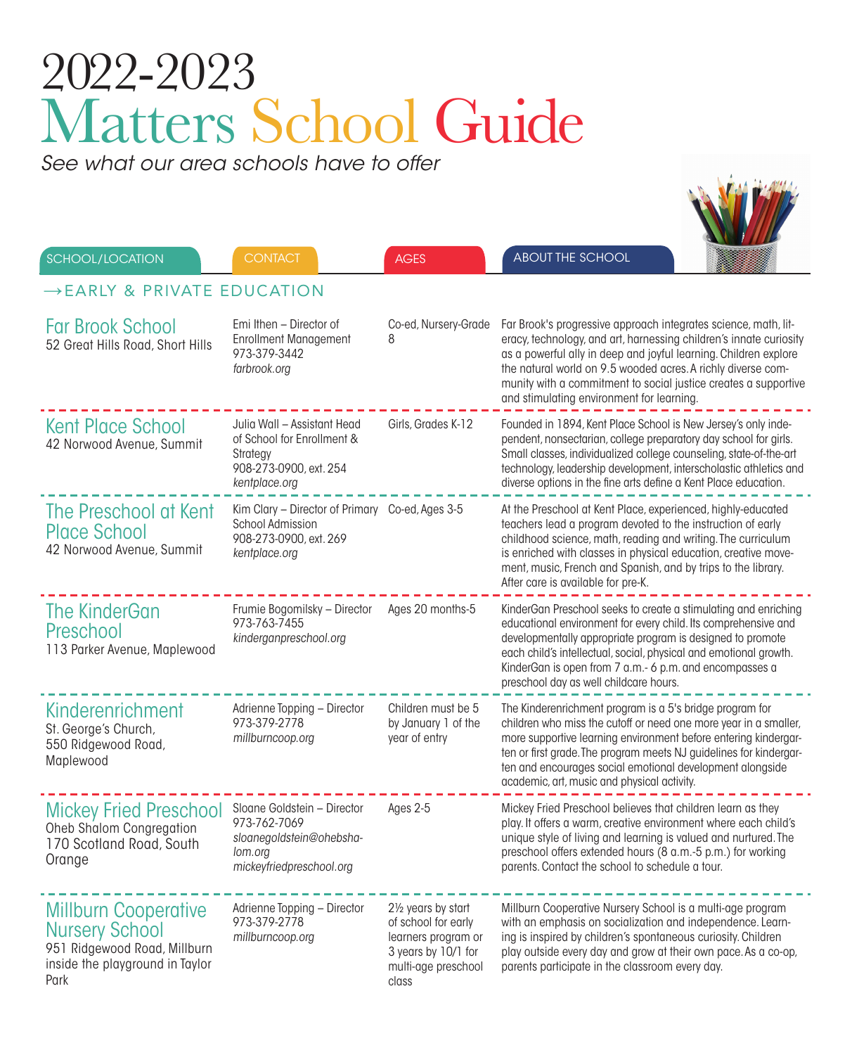# 2022-2023 Matters School Guide

*See what our area schools have to offer*

## →EARLY & PRIVATE EDUCATION

| SCHOOL/LOCATION | CONTACT | AGES | ABOUT THE SCHOOL |
|---|---|---|---|
| **Far Brook School**<br>52 Great Hills Road, Short Hills | Emi Ithen – Director of Enrollment Management<br>973-379-3442<br>*farbrook.org* | Co-ed, Nursery-Grade 8 | Far Brook's progressive approach integrates science, math, literacy, technology, and art, harnessing children's innate curiosity as a powerful ally in deep and joyful learning. Children explore the natural world on 9.5 wooded acres. A richly diverse community with a commitment to social justice creates a supportive and stimulating environment for learning. |
| **Kent Place School**<br>42 Norwood Avenue, Summit | Julia Wall – Assistant Head of School for Enrollment & Strategy<br>908-273-0900, ext. 254<br>*kentplace.org* | Girls, Grades K-12 | Founded in 1894, Kent Place School is New Jersey's only independent, nonsectarian, college preparatory day school for girls. Small classes, individualized college counseling, state-of-the-art technology, leadership development, interscholastic athletics and diverse options in the fine arts define a Kent Place education. |
| **The Preschool at Kent Place School**<br>42 Norwood Avenue, Summit | Kim Clary – Director of Primary School Admission<br>908-273-0900, ext. 269<br>*kentplace.org* | Co-ed, Ages 3-5 | At the Preschool at Kent Place, experienced, highly-educated teachers lead a program devoted to the instruction of early childhood science, math, reading and writing. The curriculum is enriched with classes in physical education, creative movement, music, French and Spanish, and by trips to the library. After care is available for pre-K. |
| **The KinderGan Preschool**<br>113 Parker Avenue, Maplewood | Frumie Bogomilsky – Director<br>973-763-7455<br>*kinderganpreschool.org* | Ages 20 months-5 | KinderGan Preschool seeks to create a stimulating and enriching educational environment for every child. Its comprehensive and developmentally appropriate program is designed to promote each child's intellectual, social, physical and emotional growth. KinderGan is open from 7 a.m.- 6 p.m. and encompasses a preschool day as well childcare hours. |
| **Kinderenrichment**<br>St. George's Church,<br>550 Ridgewood Road,<br>Maplewood | Adrienne Topping – Director<br>973-379-2778<br>*millburncoop.org* | Children must be 5 by January 1 of the year of entry | The Kinderenrichment program is a 5's bridge program for children who miss the cutoff or need one more year in a smaller, more supportive learning environment before entering kindergarten or first grade. The program meets NJ guidelines for kindergarten and encourages social emotional development alongside academic, art, music and physical activity. |
| **Mickey Fried Preschool**<br>Oheb Shalom Congregation<br>170 Scotland Road, South Orange | Sloane Goldstein – Director<br>973-762-7069<br>*sloanegoldstein@ohebshalom.org*<br>*mickeyfriedpreschool.org* | Ages 2-5 | Mickey Fried Preschool believes that children learn as they play. It offers a warm, creative environment where each child's unique style of living and learning is valued and nurtured. The preschool offers extended hours (8 a.m.-5 p.m.) for working parents. Contact the school to schedule a tour. |
| **Millburn Cooperative Nursery School**<br>951 Ridgewood Road, Millburn inside the playground in Taylor Park | Adrienne Topping – Director<br>973-379-2778<br>*millburncoop.org* | 2½ years by start of school for early learners program or 3 years by 10/1 for multi-age preschool class | Millburn Cooperative Nursery School is a multi-age program with an emphasis on socialization and independence. Learning is inspired by children's spontaneous curiosity. Children play outside every day and grow at their own pace. As a co-op, parents participate in the classroom every day. |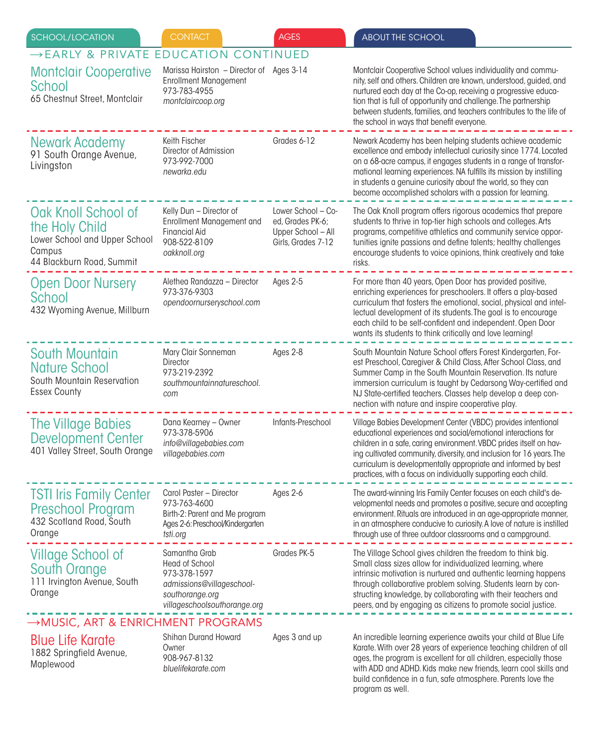| SCHOOL/LOCATION | CONTACT | AGES | ABOUT THE SCHOOL |
|---|---|---|---|

## →EARLY & PRIVATE EDUCATION CONTINUED

| SCHOOL/LOCATION | CONTACT | AGES | ABOUT THE SCHOOL |
|---|---|---|---|
| **Montclair Cooperative School**<br>65 Chestnut Street, Montclair | Marissa Hairston – Director of Enrollment Management<br>973-783-4955<br>*montclaircoop.org* | Ages 3-14 | Montclair Cooperative School values individuality and community, self and others. Children are known, understood, guided, and nurtured each day at the Co-op, receiving a progressive education that is full of opportunity and challenge. The partnership between students, families, and teachers contributes to the life of the school in ways that benefit everyone. |
| **Newark Academy**<br>91 South Orange Avenue, Livingston | Keith Fischer<br>Director of Admission<br>973-992-7000<br>*newarka.edu* | Grades 6-12 | Newark Academy has been helping students achieve academic excellence and embody intellectual curiosity since 1774. Located on a 68-acre campus, it engages students in a range of transformational learning experiences. NA fulfills its mission by instilling in students a genuine curiosity about the world, so they can become accomplished scholars with a passion for learning. |
| **Oak Knoll School of the Holy Child**<br>Lower School and Upper School Campus<br>44 Blackburn Road, Summit | Kelly Dun – Director of Enrollment Management and Financial Aid<br>908-522-8109<br>*oakknoll.org* | Lower School – Co-ed, Grades PK-6; Upper School – All Girls, Grades 7-12 | The Oak Knoll program offers rigorous academics that prepare students to thrive in top-tier high schools and colleges. Arts programs, competitive athletics and community service opportunities ignite passions and define talents; healthy challenges encourage students to voice opinions, think creatively and take risks. |
| **Open Door Nursery School**<br>432 Wyoming Avenue, Millburn | Alethea Randazza – Director<br>973-376-9303<br>*opendoornurseryschool.com* | Ages 2-5 | For more than 40 years, Open Door has provided positive, enriching experiences for preschoolers. It offers a play-based curriculum that fosters the emotional, social, physical and intellectual development of its students. The goal is to encourage each child to be self-confident and independent. Open Door wants its students to think critically and love learning! |
| **South Mountain Nature School**<br>South Mountain Reservation Essex County | Mary Clair Sonneman<br>Director<br>973-219-2392<br>*southmountainnatureschool.com* | Ages 2-8 | South Mountain Nature School offers Forest Kindergarten, Forest Preschool, Caregiver & Child Class, After School Class, and Summer Camp in the South Mountain Reservation. Its nature immersion curriculum is taught by Cedarsong Way-certified and NJ State-certified teachers. Classes help develop a deep connection with nature and inspire cooperative play. |
| **The Village Babies Development Center**<br>401 Valley Street, South Orange | Dana Kearney – Owner<br>973-378-5906<br>*info@villagebabies.com*<br>*villagebabies.com* | Infants-Preschool | Village Babies Development Center (VBDC) provides intentional educational experiences and social/emotional interactions for children in a safe, caring environment. VBDC prides itself on having cultivated community, diversity, and inclusion for 16 years. The curriculum is developmentally appropriate and informed by best practices, with a focus on individually supporting each child. |
| **TSTI Iris Family Center Preschool Program**<br>432 Scotland Road, South Orange | Carol Paster – Director<br>973-763-4600<br>Birth-2: Parent and Me program<br>Ages 2-6: Preschool/Kindergarten<br>*tsti.org* | Ages 2-6 | The award-winning Iris Family Center focuses on each child's developmental needs and promotes a positive, secure and accepting environment. Rituals are introduced in an age-appropriate manner, in an atmosphere conducive to curiosity. A love of nature is instilled through use of three outdoor classrooms and a campground. |
| **Village School of South Orange**<br>111 Irvington Avenue, South Orange | Samantha Grab<br>Head of School<br>973-378-1597<br>*admissions@villageschool-southorange.org*<br>*villageschoolsouthorange.org* | Grades PK-5 | The Village School gives children the freedom to think big. Small class sizes allow for individualized learning, where intrinsic motivation is nurtured and authentic learning happens through collaborative problem solving. Students learn by constructing knowledge, by collaborating with their teachers and peers, and by engaging as citizens to promote social justice. |

## →MUSIC, ART & ENRICHMENT PROGRAMS

| SCHOOL/LOCATION | CONTACT | AGES | ABOUT THE SCHOOL |
|---|---|---|---|
| **Blue Life Karate**<br>1882 Springfield Avenue, Maplewood | Shihan Durand Howard<br>Owner<br>908-967-8132<br>*bluelifekarate.com* | Ages 3 and up | An incredible learning experience awaits your child at Blue Life Karate. With over 28 years of experience teaching children of all ages, the program is excellent for all children, especially those with ADD and ADHD. Kids make new friends, learn cool skills and build confidence in a fun, safe atmosphere. Parents love the program as well. |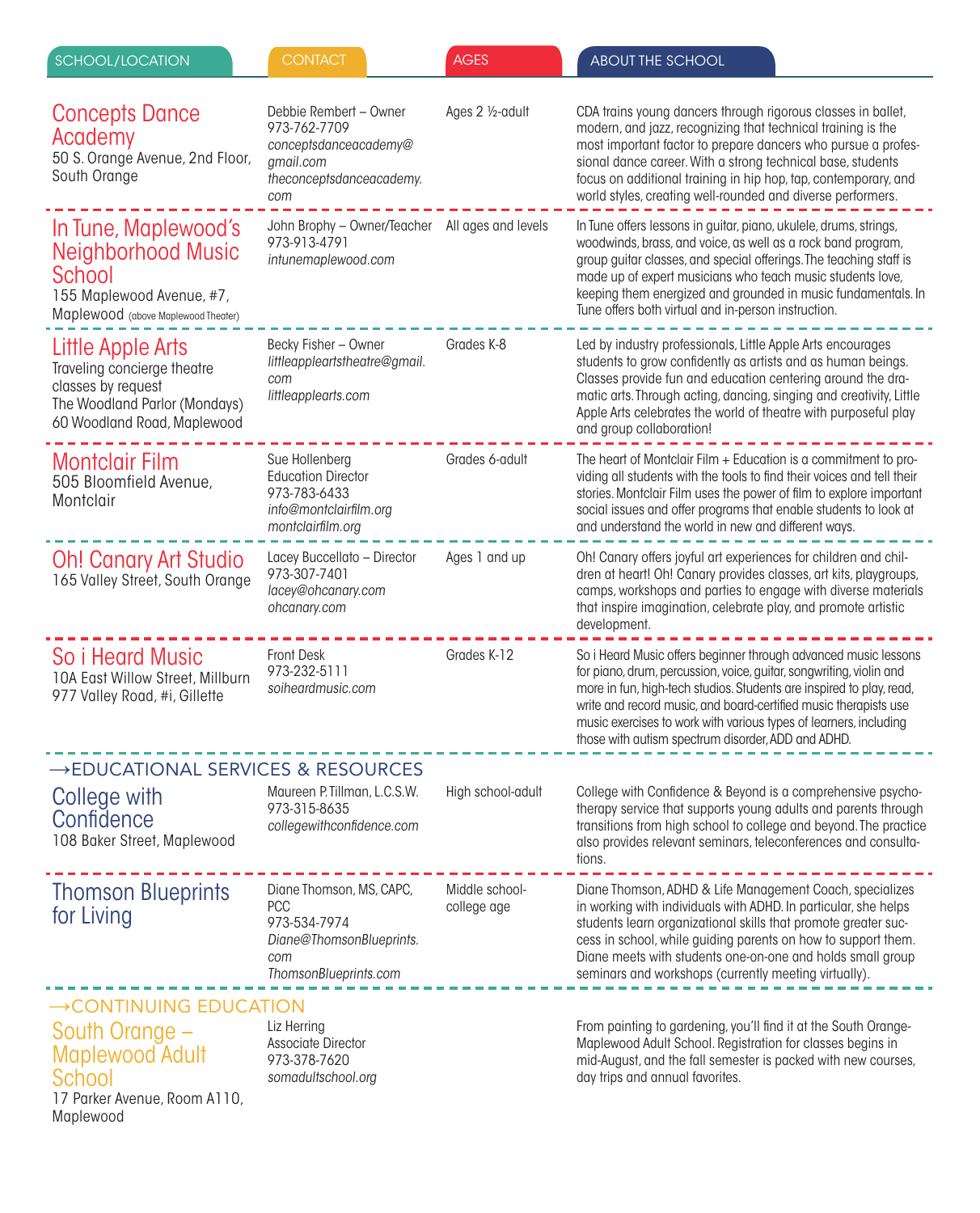| SCHOOL/LOCATION | CONTACT | AGES | ABOUT THE SCHOOL |
|---|---|---|---|
| **Concepts Dance Academy**<br>50 S. Orange Avenue, 2nd Floor, South Orange | Debbie Rembert – Owner<br>973-762-7709<br>*conceptsdanceacademy@gmail.com*<br>*theconceptsdanceacademy.com* | Ages 2 ½-adult | CDA trains young dancers through rigorous classes in ballet, modern, and jazz, recognizing that technical training is the most important factor to prepare dancers who pursue a professional dance career. With a strong technical base, students focus on additional training in hip hop, tap, contemporary, and world styles, creating well-rounded and diverse performers. |
| **In Tune, Maplewood's Neighborhood Music School**<br>155 Maplewood Avenue, #7, Maplewood (above Maplewood Theater) | John Brophy – Owner/Teacher<br>973-913-4791<br>*intunemaplewood.com* | All ages and levels | In Tune offers lessons in guitar, piano, ukulele, drums, strings, woodwinds, brass, and voice, as well as a rock band program, group guitar classes, and special offerings. The teaching staff is made up of expert musicians who teach music students love, keeping them energized and grounded in music fundamentals. In Tune offers both virtual and in-person instruction. |
| **Little Apple Arts**<br>Traveling concierge theatre classes by request<br>The Woodland Parlor (Mondays)<br>60 Woodland Road, Maplewood | Becky Fisher – Owner<br>*littleappleartstheatre@gmail.com*<br>*littleapplearts.com* | Grades K-8 | Led by industry professionals, Little Apple Arts encourages students to grow confidently as artists and as human beings. Classes provide fun and education centering around the dramatic arts. Through acting, dancing, singing and creativity, Little Apple Arts celebrates the world of theatre with purposeful play and group collaboration! |
| **Montclair Film**<br>505 Bloomfield Avenue, Montclair | Sue Hollenberg<br>Education Director<br>973-783-6433<br>*info@montclairfilm.org*<br>*montclairfilm.org* | Grades 6-adult | The heart of Montclair Film + Education is a commitment to providing all students with the tools to find their voices and tell their stories. Montclair Film uses the power of film to explore important social issues and offer programs that enable students to look at and understand the world in new and different ways. |
| **Oh! Canary Art Studio**<br>165 Valley Street, South Orange | Lacey Buccellato – Director<br>973-307-7401<br>*lacey@ohcanary.com*<br>*ohcanary.com* | Ages 1 and up | Oh! Canary offers joyful art experiences for children and children at heart! Oh! Canary provides classes, art kits, playgroups, camps, workshops and parties to engage with diverse materials that inspire imagination, celebrate play, and promote artistic development. |
| **So i Heard Music**<br>10A East Willow Street, Millburn<br>977 Valley Road, #i, Gillette | Front Desk<br>973-232-5111<br>*soiheardmusic.com* | Grades K-12 | So i Heard Music offers beginner through advanced music lessons for piano, drum, percussion, voice, guitar, songwriting, violin and more in fun, high-tech studios. Students are inspired to play, read, write and record music, and board-certified music therapists use music exercises to work with various types of learners, including those with autism spectrum disorder, ADD and ADHD. |

## →EDUCATIONAL SERVICES & RESOURCES

| SCHOOL/LOCATION | CONTACT | AGES | ABOUT THE SCHOOL |
|---|---|---|---|
| **College with Confidence**<br>108 Baker Street, Maplewood | Maureen P. Tillman, L.C.S.W.<br>973-315-8635<br>*collegewithconfidence.com* | High school-adult | College with Confidence & Beyond is a comprehensive psychotherapy service that supports young adults and parents through transitions from high school to college and beyond. The practice also provides relevant seminars, teleconferences and consultations. |
| **Thomson Blueprints for Living** | Diane Thomson, MS, CAPC, PCC<br>973-534-7974<br>*Diane@ThomsonBlueprints.com*<br>*ThomsonBlueprints.com* | Middle school-college age | Diane Thomson, ADHD & Life Management Coach, specializes in working with individuals with ADHD. In particular, she helps students learn organizational skills that promote greater success in school, while guiding parents on how to support them. Diane meets with students one-on-one and holds small group seminars and workshops (currently meeting virtually). |

## →CONTINUING EDUCATION

| SCHOOL/LOCATION | CONTACT | AGES | ABOUT THE SCHOOL |
|---|---|---|---|
| **South Orange – Maplewood Adult School**<br>17 Parker Avenue, Room A110, Maplewood | Liz Herring<br>Associate Director<br>973-378-7620<br>*somadultschool.org* | | From painting to gardening, you'll find it at the South Orange-Maplewood Adult School. Registration for classes begins in mid-August, and the fall semester is packed with new courses, day trips and annual favorites. |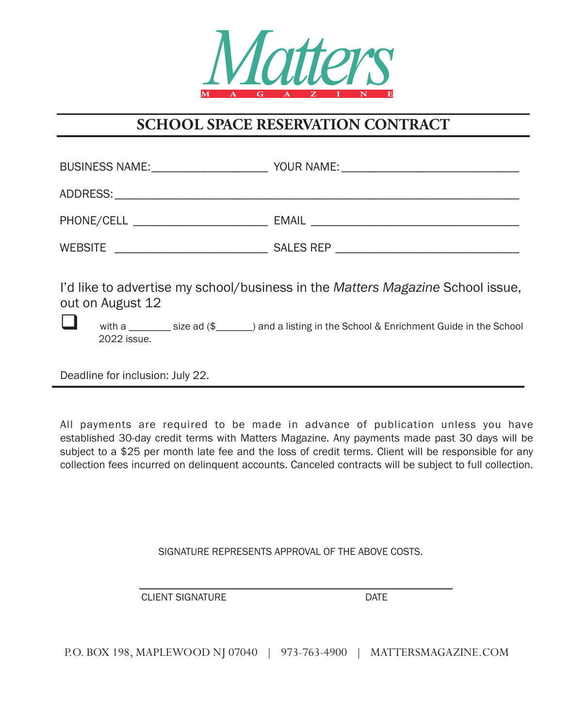# Matters

MAGAZINE

## SCHOOL SPACE RESERVATION CONTRACT

BUSINESS NAME:__________________ YOUR NAME:___________________________

ADDRESS:________________________________________________________________

PHONE/CELL _____________________ EMAIL _________________________________

WEBSITE ________________________ SALES REP _____________________________

I'd like to advertise my school/business in the *Matters Magazine* School issue, out on August 12

☐ with a ________ size ad ($_______) and a listing in the School & Enrichment Guide in the School 2022 issue.

Deadline for inclusion: July 22.

All payments are required to be made in advance of publication unless you have established 30-day credit terms with Matters Magazine. Any payments made past 30 days will be subject to a $25 per month late fee and the loss of credit terms. Client will be responsible for any collection fees incurred on delinquent accounts. Canceled contracts will be subject to full collection.

SIGNATURE REPRESENTS APPROVAL OF THE ABOVE COSTS.

______________________________________________

CLIENT SIGNATURE                                        DATE

P.O. BOX 198, MAPLEWOOD NJ 07040 | 973-763-4900 | MATTERSMAGAZINE.COM